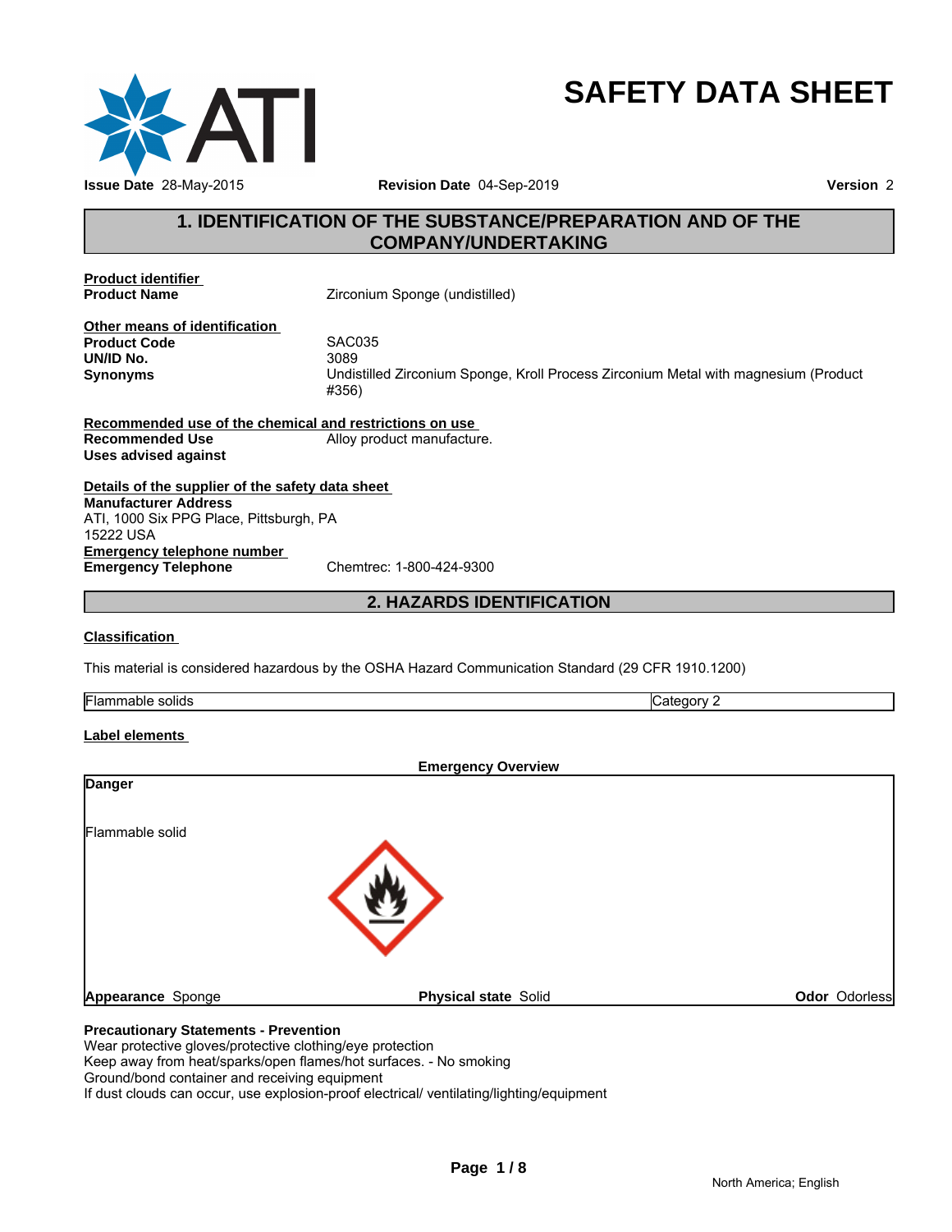# SAFETY DATA SHEET

**Issue Date** 28-May-2015 **Revision Date** 04-Sep-2019 **Version** 2

## 1. IDENTIFICATION OF THE SUBSTANCE/PREPARATION AND OF THE COMPANY/UNDERTAKING

**Product identifier**

**Product Name** Zirconium Sponge (undistilled)

**Other means of identification**

**Product Code** SAC035

**UN/ID No.** 3089

**Synonyms** Undistilled Zirconium Sponge, Kroll Process Zirconium Metal with magnesium (Product #356)

**Recommended use of the chemical and restrictions on use**

**Recommended Use** Alloy product manufacture.

**Uses advised against**

**Details of the supplier of the safety data sheet**

**Manufacturer Address**
ATI, 1000 Six PPG Place, Pittsburgh, PA
15222 USA

**Emergency telephone number**

**Emergency Telephone** Chemtrec: 1-800-424-9300

## 2. HAZARDS IDENTIFICATION

**Classification**

This material is considered hazardous by the OSHA Hazard Communication Standard (29 CFR 1910.1200)

| Flammable solids | Category 2 |
|---|---|

**Label elements**

**Emergency Overview**

**Danger**

Flammable solid

**Appearance** Sponge **Physical state** Solid **Odor** Odorless

**Precautionary Statements - Prevention**

Wear protective gloves/protective clothing/eye protection
Keep away from heat/sparks/open flames/hot surfaces. - No smoking
Ground/bond container and receiving equipment
If dust clouds can occur, use explosion-proof electrical/ ventilating/lighting/equipment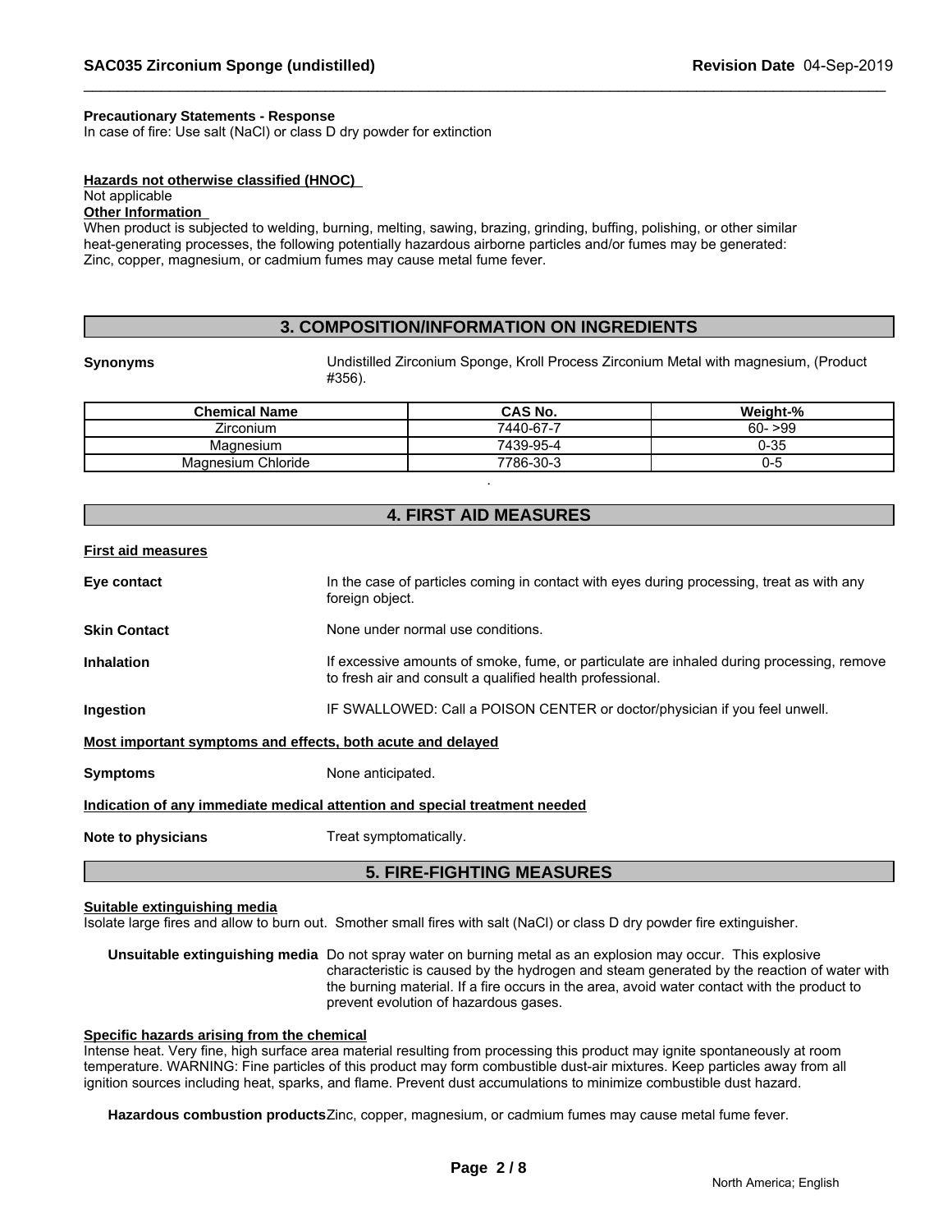**Precautionary Statements - Response**
In case of fire: Use salt (NaCl) or class D dry powder for extinction

**Hazards not otherwise classified (HNOC)**
Not applicable
**Other Information**
When product is subjected to welding, burning, melting, sawing, brazing, grinding, buffing, polishing, or other similar heat-generating processes, the following potentially hazardous airborne particles and/or fumes may be generated: Zinc, copper, magnesium, or cadmium fumes may cause metal fume fever.

## 3. COMPOSITION/INFORMATION ON INGREDIENTS

**Synonyms** Undistilled Zirconium Sponge, Kroll Process Zirconium Metal with magnesium, (Product #356).

| Chemical Name | CAS No. | Weight-% |
|---|---|---|
| Zirconium | 7440-67-7 | 60- >99 |
| Magnesium | 7439-95-4 | 0-35 |
| Magnesium Chloride | 7786-30-3 | 0-5 |

## 4. FIRST AID MEASURES

**First aid measures**

**Eye contact** In the case of particles coming in contact with eyes during processing, treat as with any foreign object.

**Skin Contact** None under normal use conditions.

**Inhalation** If excessive amounts of smoke, fume, or particulate are inhaled during processing, remove to fresh air and consult a qualified health professional.

**Ingestion** IF SWALLOWED: Call a POISON CENTER or doctor/physician if you feel unwell.

**Most important symptoms and effects, both acute and delayed**

**Symptoms** None anticipated.

**Indication of any immediate medical attention and special treatment needed**

**Note to physicians** Treat symptomatically.

## 5. FIRE-FIGHTING MEASURES

**Suitable extinguishing media**
Isolate large fires and allow to burn out. Smother small fires with salt (NaCl) or class D dry powder fire extinguisher.

**Unsuitable extinguishing media** Do not spray water on burning metal as an explosion may occur. This explosive characteristic is caused by the hydrogen and steam generated by the reaction of water with the burning material. If a fire occurs in the area, avoid water contact with the product to prevent evolution of hazardous gases.

**Specific hazards arising from the chemical**
Intense heat. Very fine, high surface area material resulting from processing this product may ignite spontaneously at room temperature. WARNING: Fine particles of this product may form combustible dust-air mixtures. Keep particles away from all ignition sources including heat, sparks, and flame. Prevent dust accumulations to minimize combustible dust hazard.

**Hazardous combustion products** Zinc, copper, magnesium, or cadmium fumes may cause metal fume fever.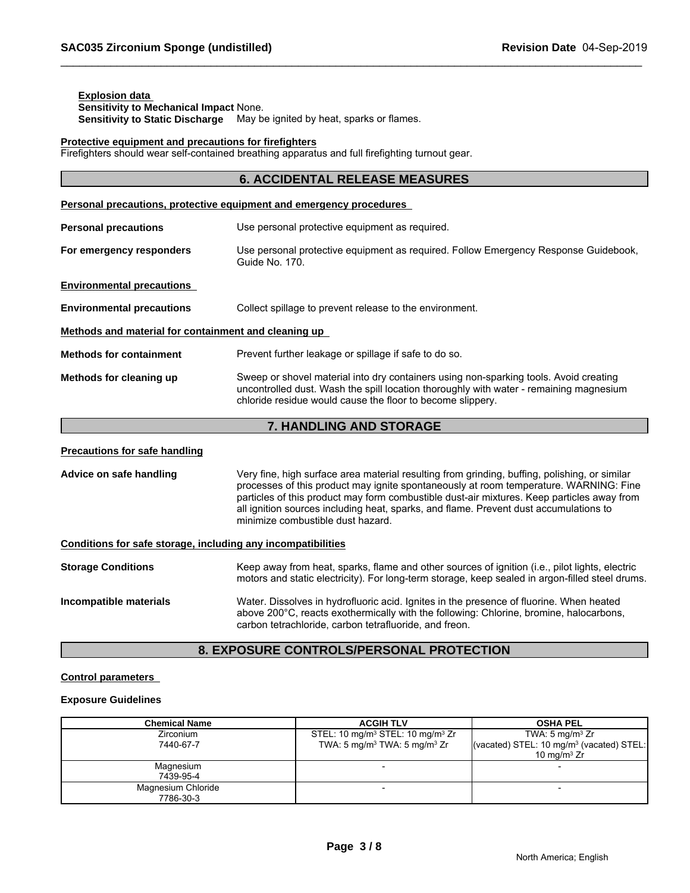**Explosion data**

**Sensitivity to Mechanical Impact** None.

**Sensitivity to Static Discharge** May be ignited by heat, sparks or flames.

**Protective equipment and precautions for firefighters**

Firefighters should wear self-contained breathing apparatus and full firefighting turnout gear.

## 6. ACCIDENTAL RELEASE MEASURES

**Personal precautions, protective equipment and emergency procedures**

**Personal precautions** Use personal protective equipment as required.

**For emergency responders** Use personal protective equipment as required. Follow Emergency Response Guidebook, Guide No. 170.

**Environmental precautions**

**Environmental precautions** Collect spillage to prevent release to the environment.

**Methods and material for containment and cleaning up**

**Methods for containment** Prevent further leakage or spillage if safe to do so.

**Methods for cleaning up** Sweep or shovel material into dry containers using non-sparking tools. Avoid creating uncontrolled dust. Wash the spill location thoroughly with water - remaining magnesium chloride residue would cause the floor to become slippery.

## 7. HANDLING AND STORAGE

**Precautions for safe handling**

**Advice on safe handling** Very fine, high surface area material resulting from grinding, buffing, polishing, or similar processes of this product may ignite spontaneously at room temperature. WARNING: Fine particles of this product may form combustible dust-air mixtures. Keep particles away from all ignition sources including heat, sparks, and flame. Prevent dust accumulations to minimize combustible dust hazard.

**Conditions for safe storage, including any incompatibilities**

**Storage Conditions** Keep away from heat, sparks, flame and other sources of ignition (i.e., pilot lights, electric motors and static electricity). For long-term storage, keep sealed in argon-filled steel drums.

**Incompatible materials** Water. Dissolves in hydrofluoric acid. Ignites in the presence of fluorine. When heated above 200°C, reacts exothermically with the following: Chlorine, bromine, halocarbons, carbon tetrachloride, carbon tetrafluoride, and freon.

## 8. EXPOSURE CONTROLS/PERSONAL PROTECTION

**Control parameters**

**Exposure Guidelines**

| Chemical Name | ACGIH TLV | OSHA PEL |
|---|---|---|
| Zirconium<br>7440-67-7 | STEL: 10 mg/m³ STEL: 10 mg/m³ Zr<br>TWA: 5 mg/m³ TWA: 5 mg/m³ Zr | TWA: 5 mg/m³ Zr<br>(vacated) STEL: 10 mg/m³ (vacated) STEL: 10 mg/m³ Zr |
| Magnesium<br>7439-95-4 | - | - |
| Magnesium Chloride<br>7786-30-3 | - | - |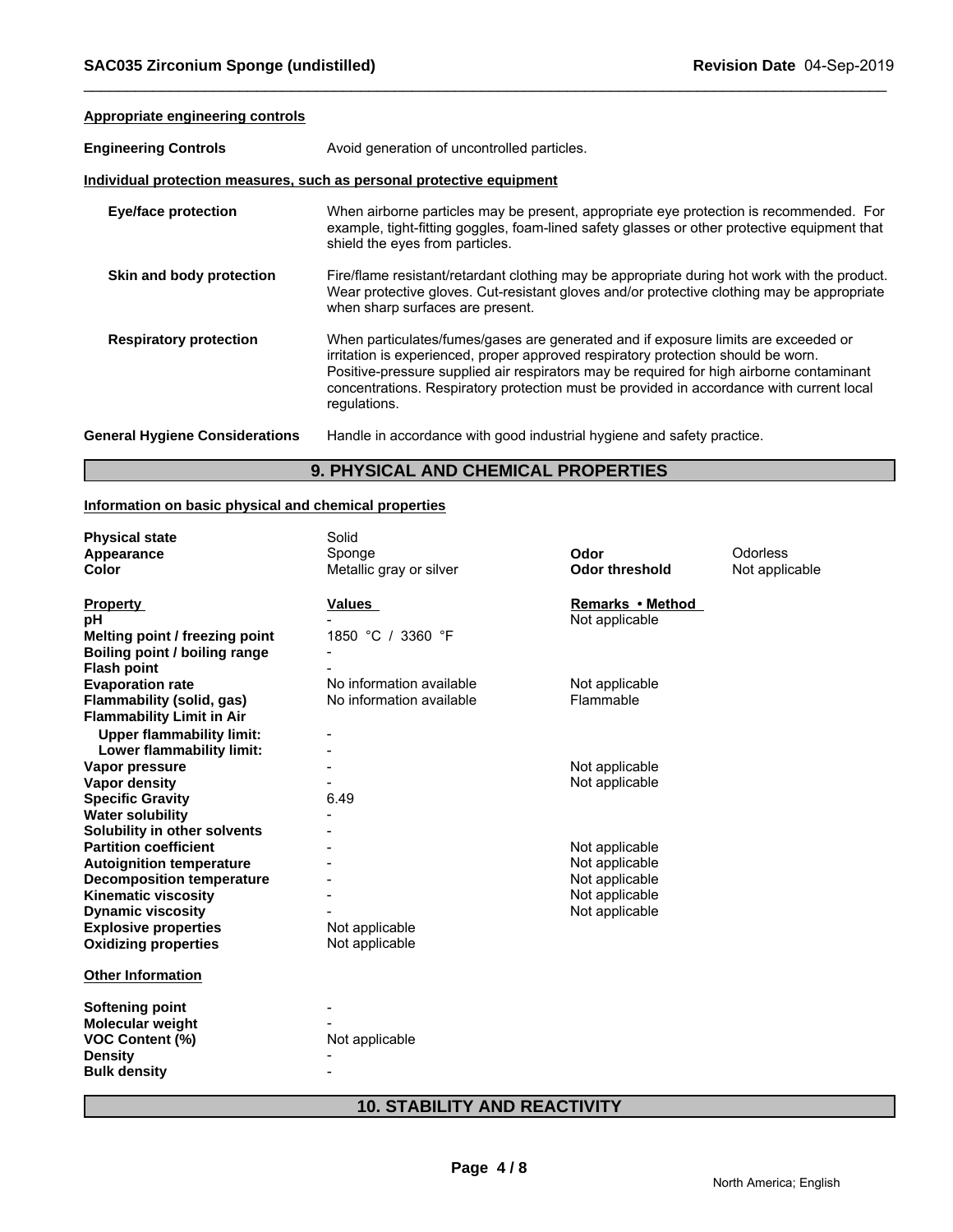**Appropriate engineering controls**

| | |
|---|---|
| **Engineering Controls** | Avoid generation of uncontrolled particles. |

**Individual protection measures, such as personal protective equipment**

| | |
|---|---|
| **Eye/face protection** | When airborne particles may be present, appropriate eye protection is recommended. For example, tight-fitting goggles, foam-lined safety glasses or other protective equipment that shield the eyes from particles. |
| **Skin and body protection** | Fire/flame resistant/retardant clothing may be appropriate during hot work with the product. Wear protective gloves. Cut-resistant gloves and/or protective clothing may be appropriate when sharp surfaces are present. |
| **Respiratory protection** | When particulates/fumes/gases are generated and if exposure limits are exceeded or irritation is experienced, proper approved respiratory protection should be worn. Positive-pressure supplied air respirators may be required for high airborne contaminant concentrations. Respiratory protection must be provided in accordance with current local regulations. |
| **General Hygiene Considerations** | Handle in accordance with good industrial hygiene and safety practice. |

## 9. PHYSICAL AND CHEMICAL PROPERTIES

**Information on basic physical and chemical properties**

| | | | |
|---|---|---|---|
| **Physical state** | Solid | | |
| **Appearance** | Sponge | **Odor** | Odorless |
| **Color** | Metallic gray or silver | **Odor threshold** | Not applicable |

| **Property** | **Values** | **Remarks • Method** |
|---|---|---|
| **pH** | - | Not applicable |
| **Melting point / freezing point** | 1850 °C / 3360 °F | |
| **Boiling point / boiling range** | - | |
| **Flash point** | - | |
| **Evaporation rate** | No information available | Not applicable |
| **Flammability (solid, gas)** | No information available | Flammable |
| **Flammability Limit in Air** | | |
| **Upper flammability limit:** | - | |
| **Lower flammability limit:** | - | |
| **Vapor pressure** | - | Not applicable |
| **Vapor density** | - | Not applicable |
| **Specific Gravity** | 6.49 | |
| **Water solubility** | - | |
| **Solubility in other solvents** | - | |
| **Partition coefficient** | - | Not applicable |
| **Autoignition temperature** | - | Not applicable |
| **Decomposition temperature** | - | Not applicable |
| **Kinematic viscosity** | - | Not applicable |
| **Dynamic viscosity** | - | Not applicable |
| **Explosive properties** | Not applicable | |
| **Oxidizing properties** | Not applicable | |

**Other Information**

| | |
|---|---|
| **Softening point** | - |
| **Molecular weight** | - |
| **VOC Content (%)** | Not applicable |
| **Density** | - |
| **Bulk density** | - |

## 10. STABILITY AND REACTIVITY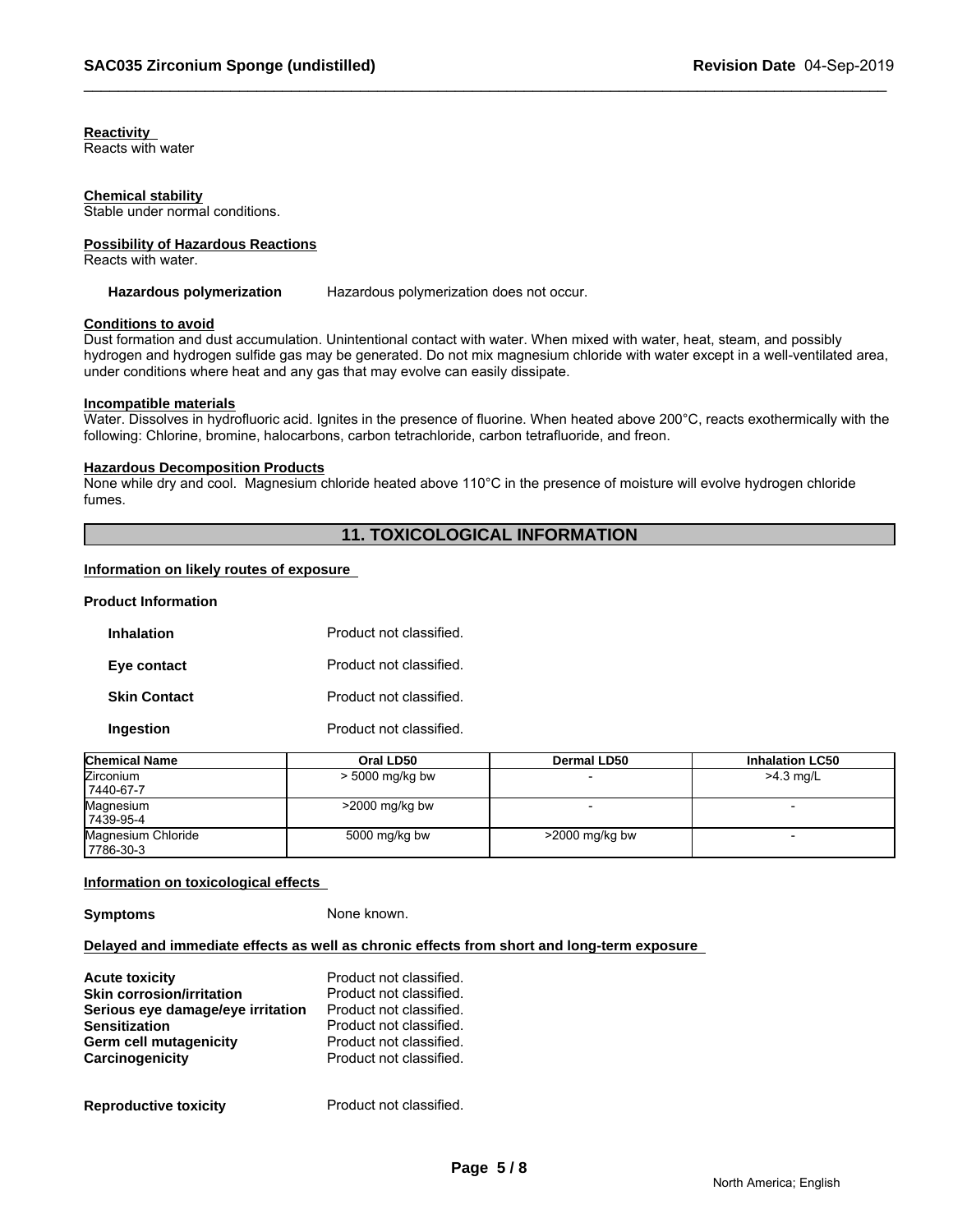**Reactivity**
Reacts with water

**Chemical stability**
Stable under normal conditions.

**Possibility of Hazardous Reactions**
Reacts with water.

**Hazardous polymerization** Hazardous polymerization does not occur.

**Conditions to avoid**
Dust formation and dust accumulation. Unintentional contact with water. When mixed with water, heat, steam, and possibly hydrogen and hydrogen sulfide gas may be generated. Do not mix magnesium chloride with water except in a well-ventilated area, under conditions where heat and any gas that may evolve can easily dissipate.

**Incompatible materials**
Water. Dissolves in hydrofluoric acid. Ignites in the presence of fluorine. When heated above 200°C, reacts exothermically with the following: Chlorine, bromine, halocarbons, carbon tetrachloride, carbon tetrafluoride, and freon.

**Hazardous Decomposition Products**
None while dry and cool. Magnesium chloride heated above 110°C in the presence of moisture will evolve hydrogen chloride fumes.

## 11. TOXICOLOGICAL INFORMATION

**Information on likely routes of exposure**

**Product Information**

**Inhalation** Product not classified.

**Eye contact** Product not classified.

**Skin Contact** Product not classified.

**Ingestion** Product not classified.

| Chemical Name | Oral LD50 | Dermal LD50 | Inhalation LC50 |
|---|---|---|---|
| Zirconium<br>7440-67-7 | > 5000 mg/kg bw | - | >4.3 mg/L |
| Magnesium<br>7439-95-4 | >2000 mg/kg bw | - | - |
| Magnesium Chloride<br>7786-30-3 | 5000 mg/kg bw | >2000 mg/kg bw | - |

**Information on toxicological effects**

**Symptoms** None known.

**Delayed and immediate effects as well as chronic effects from short and long-term exposure**

**Acute toxicity** Product not classified.
**Skin corrosion/irritation** Product not classified.
**Serious eye damage/eye irritation** Product not classified.
**Sensitization** Product not classified.
**Germ cell mutagenicity** Product not classified.
**Carcinogenicity** Product not classified.

**Reproductive toxicity** Product not classified.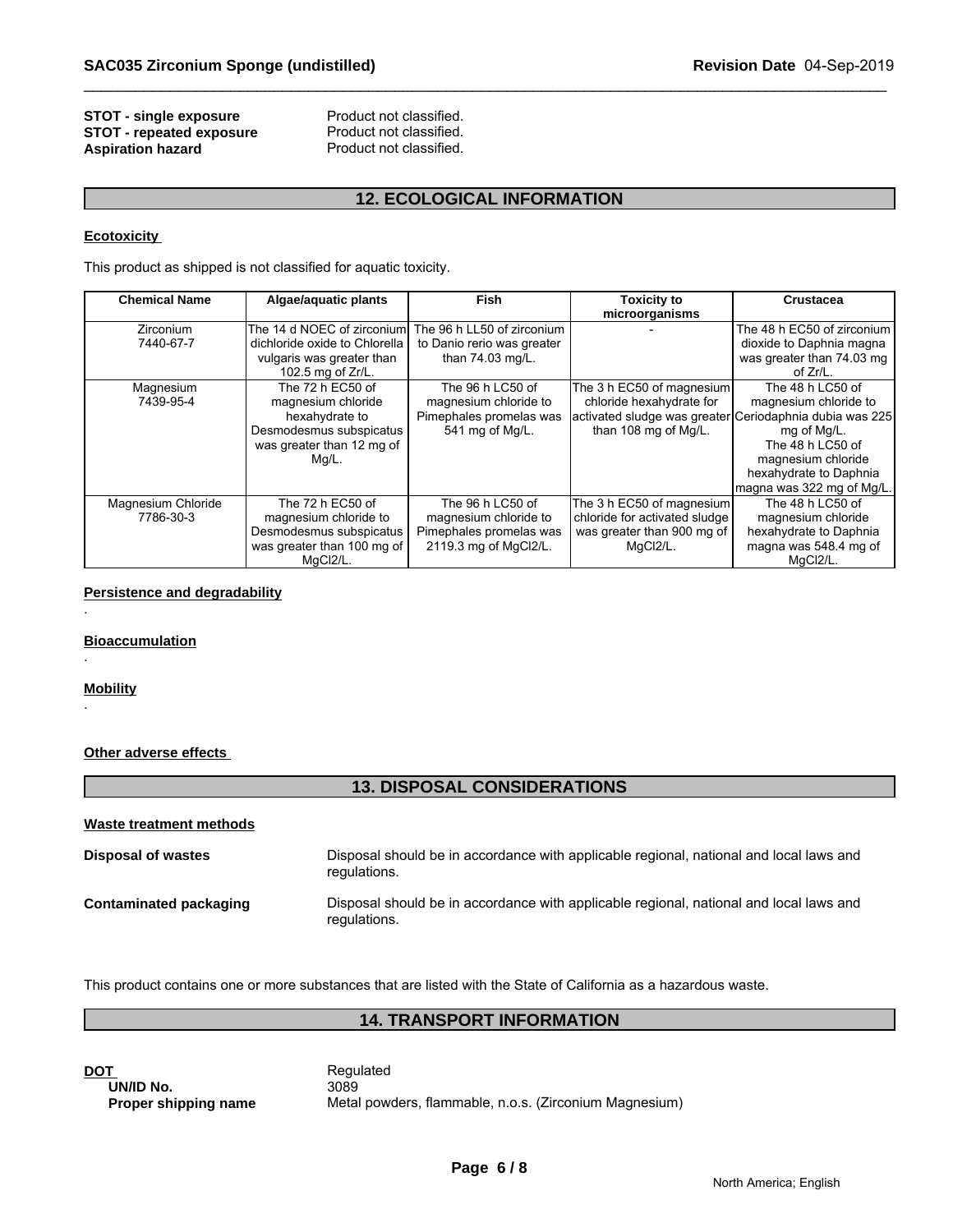**STOT - single exposure** Product not classified.
**STOT - repeated exposure** Product not classified.
**Aspiration hazard** Product not classified.

## 12. ECOLOGICAL INFORMATION

**Ecotoxicity**

This product as shipped is not classified for aquatic toxicity.

| Chemical Name | Algae/aquatic plants | Fish | Toxicity to microorganisms | Crustacea |
|---|---|---|---|---|
| Zirconium 7440-67-7 | The 14 d NOEC of zirconium dichloride oxide to Chlorella vulgaris was greater than 102.5 mg of Zr/L. | The 96 h LL50 of zirconium to Danio rerio was greater than 74.03 mg/L. | - | The 48 h EC50 of zirconium dioxide to Daphnia magna was greater than 74.03 mg of Zr/L. |
| Magnesium 7439-95-4 | The 72 h EC50 of magnesium chloride hexahydrate to Desmodesmus subspicatus was greater than 12 mg of Mg/L. | The 96 h LC50 of magnesium chloride to Pimephales promelas was 541 mg of Mg/L. | The 3 h EC50 of magnesium chloride hexahydrate for activated sludge was greater than 108 mg of Mg/L. | The 48 h LC50 of magnesium chloride to Ceriodaphnia dubia was 225 mg of Mg/L. The 48 h LC50 of magnesium chloride hexahydrate to Daphnia magna was 322 mg of Mg/L. |
| Magnesium Chloride 7786-30-3 | The 72 h EC50 of magnesium chloride to Desmodesmus subspicatus was greater than 100 mg of $MgCl_2$/L. | The 96 h LC50 of magnesium chloride to Pimephales promelas was 2119.3 mg of $MgCl_2$/L. | The 3 h EC50 of magnesium chloride for activated sludge was greater than 900 mg of $MgCl_2$/L. | The 48 h LC50 of magnesium chloride hexahydrate to Daphnia magna was 548.4 mg of $MgCl_2$/L. |

**Persistence and degradability**

.

**Bioaccumulation**

.

**Mobility**

.

**Other adverse effects**

## 13. DISPOSAL CONSIDERATIONS

**Waste treatment methods**

**Disposal of wastes** Disposal should be in accordance with applicable regional, national and local laws and regulations.

**Contaminated packaging** Disposal should be in accordance with applicable regional, national and local laws and regulations.

This product contains one or more substances that are listed with the State of California as a hazardous waste.

## 14. TRANSPORT INFORMATION

**DOT** Regulated
**UN/ID No.** 3089
**Proper shipping name** Metal powders, flammable, n.o.s. (Zirconium Magnesium)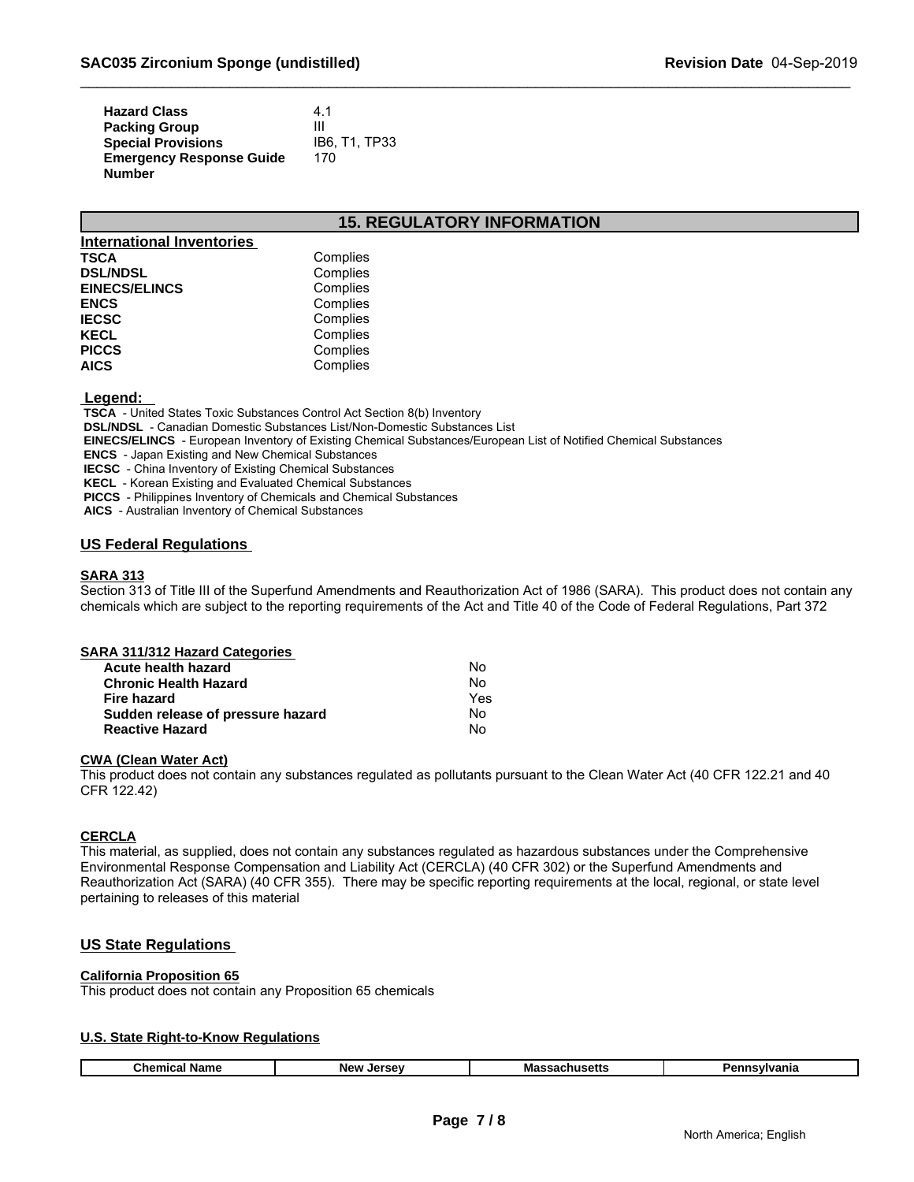| | |
|---|---|
| **Hazard Class** | 4.1 |
| **Packing Group** | III |
| **Special Provisions** | IB6, T1, TP33 |
| **Emergency Response Guide Number** | 170 |

## 15. REGULATORY INFORMATION

### International Inventories

| | |
|---|---|
| **TSCA** | Complies |
| **DSL/NDSL** | Complies |
| **EINECS/ELINCS** | Complies |
| **ENCS** | Complies |
| **IECSC** | Complies |
| **KECL** | Complies |
| **PICCS** | Complies |
| **AICS** | Complies |

**Legend:**

**TSCA** - United States Toxic Substances Control Act Section 8(b) Inventory
**DSL/NDSL** - Canadian Domestic Substances List/Non-Domestic Substances List
**EINECS/ELINCS** - European Inventory of Existing Chemical Substances/European List of Notified Chemical Substances
**ENCS** - Japan Existing and New Chemical Substances
**IECSC** - China Inventory of Existing Chemical Substances
**KECL** - Korean Existing and Evaluated Chemical Substances
**PICCS** - Philippines Inventory of Chemicals and Chemical Substances
**AICS** - Australian Inventory of Chemical Substances

### US Federal Regulations

**SARA 313**

Section 313 of Title III of the Superfund Amendments and Reauthorization Act of 1986 (SARA). This product does not contain any chemicals which are subject to the reporting requirements of the Act and Title 40 of the Code of Federal Regulations, Part 372

**SARA 311/312 Hazard Categories**

| | |
|---|---|
| **Acute health hazard** | No |
| **Chronic Health Hazard** | No |
| **Fire hazard** | Yes |
| **Sudden release of pressure hazard** | No |
| **Reactive Hazard** | No |

**CWA (Clean Water Act)**

This product does not contain any substances regulated as pollutants pursuant to the Clean Water Act (40 CFR 122.21 and 40 CFR 122.42)

**CERCLA**

This material, as supplied, does not contain any substances regulated as hazardous substances under the Comprehensive Environmental Response Compensation and Liability Act (CERCLA) (40 CFR 302) or the Superfund Amendments and Reauthorization Act (SARA) (40 CFR 355). There may be specific reporting requirements at the local, regional, or state level pertaining to releases of this material

### US State Regulations

**California Proposition 65**

This product does not contain any Proposition 65 chemicals

**U.S. State Right-to-Know Regulations**

| Chemical Name | New Jersey | Massachusetts | Pennsylvania |
|---|---|---|---|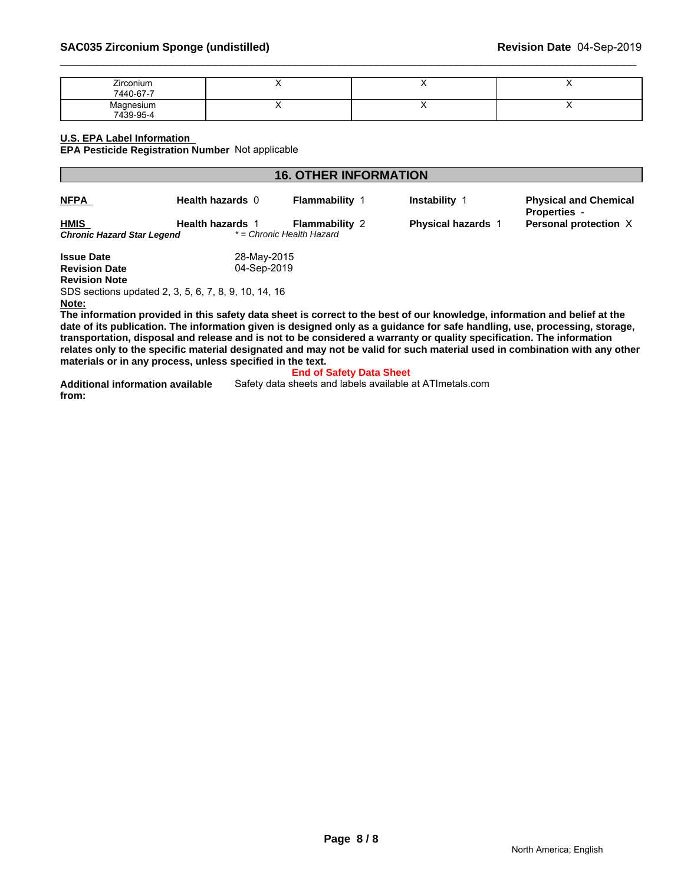| | | | |
|---|---|---|---|
| Zirconium 7440-67-7 | X | X | X |
| Magnesium 7439-95-4 | X | X | X |

**U.S. EPA Label Information**

**EPA Pesticide Registration Number** Not applicable

## 16. OTHER INFORMATION

| | | | | |
|---|---|---|---|---|
| **NFPA** | **Health hazards** 0 | **Flammability** 1 | **Instability** 1 | **Physical and Chemical Properties** - |
| **HMIS** | **Health hazards** 1 | **Flammability** 2 | **Physical hazards** 1 | **Personal protection** X |

***Chronic Hazard Star Legend*** *\* = Chronic Health Hazard*

**Issue Date** 28-May-2015

**Revision Date** 04-Sep-2019

**Revision Note**

SDS sections updated 2, 3, 5, 6, 7, 8, 9, 10, 14, 16

**Note:**

**The information provided in this safety data sheet is correct to the best of our knowledge, information and belief at the date of its publication. The information given is designed only as a guidance for safe handling, use, processing, storage, transportation, disposal and release and is not to be considered a warranty or quality specification. The information relates only to the specific material designated and may not be valid for such material used in combination with any other materials or in any process, unless specified in the text.**

**End of Safety Data Sheet**

**Additional information available from:** Safety data sheets and labels available at ATImetals.com